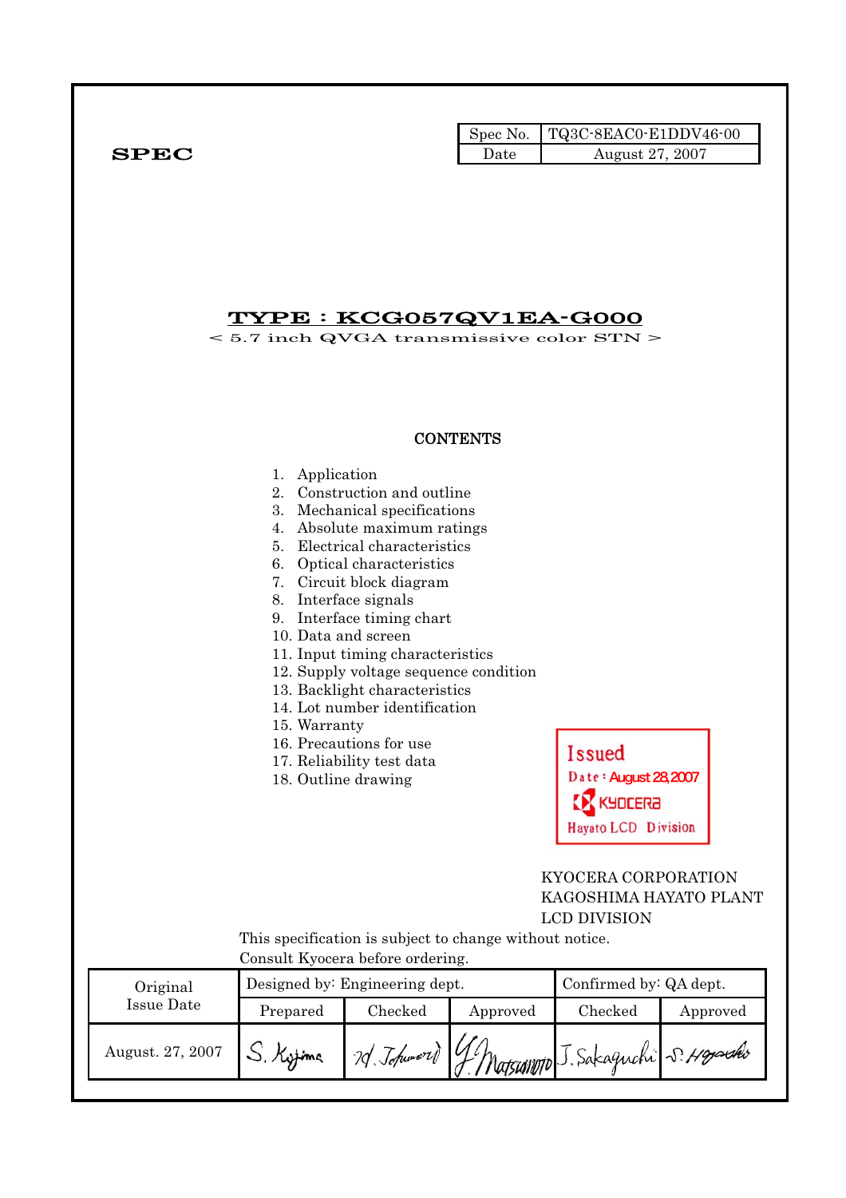**SPEC**

| Spec No. | TQ3C-8EAC0-E1DDV46-00 |
|---|---|
| Date | August 27, 2007 |

# TYPE : KCG057QV1EA-G000

< 5.7 inch QVGA transmissive color STN >

## CONTENTS

1. Application
2. Construction and outline
3. Mechanical specifications
4. Absolute maximum ratings
5. Electrical characteristics
6. Optical characteristics
7. Circuit block diagram
8. Interface signals
9. Interface timing chart
10. Data and screen
11. Input timing characteristics
12. Supply voltage sequence condition
13. Backlight characteristics
14. Lot number identification
15. Warranty
16. Precautions for use
17. Reliability test data
18. Outline drawing

Issued
Date : August 28,2007
KYOCERA
Hayato LCD Division

KYOCERA CORPORATION
KAGOSHIMA HAYATO PLANT
LCD DIVISION

This specification is subject to change without notice.
Consult Kyocera before ordering.

| Original Issue Date | Designed by: Engineering dept. | | | Confirmed by: QA dept. | |
|---|---|---|---|---|---|
| | Prepared | Checked | Approved | Checked | Approved |
| August. 27, 2007 | S. Kojima | H. Tohmori | Y. Matsumoto | J. Sakaguchi | S. Hayashi |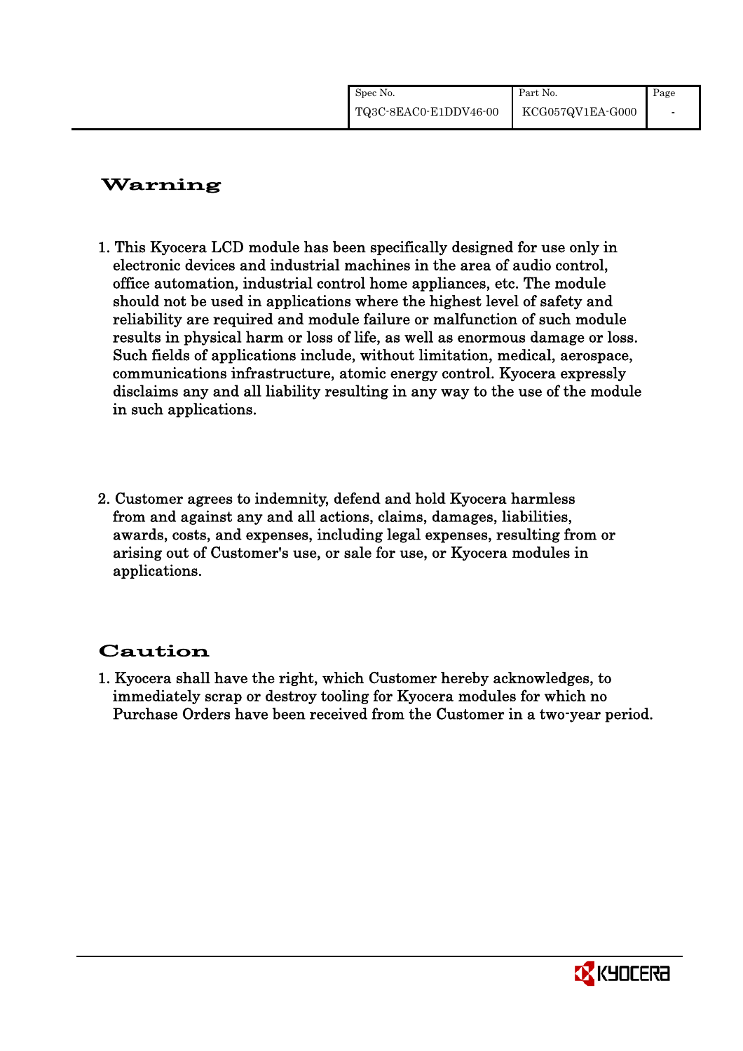## Warning

1. This Kyocera LCD module has been specifically designed for use only in electronic devices and industrial machines in the area of audio control, office automation, industrial control home appliances, etc. The module should not be used in applications where the highest level of safety and reliability are required and module failure or malfunction of such module results in physical harm or loss of life, as well as enormous damage or loss. Such fields of applications include, without limitation, medical, aerospace, communications infrastructure, atomic energy control. Kyocera expressly disclaims any and all liability resulting in any way to the use of the module in such applications.

2. Customer agrees to indemnity, defend and hold Kyocera harmless from and against any and all actions, claims, damages, liabilities, awards, costs, and expenses, including legal expenses, resulting from or arising out of Customer's use, or sale for use, or Kyocera modules in applications.

## Caution

1. Kyocera shall have the right, which Customer hereby acknowledges, to immediately scrap or destroy tooling for Kyocera modules for which no Purchase Orders have been received from the Customer in a two-year period.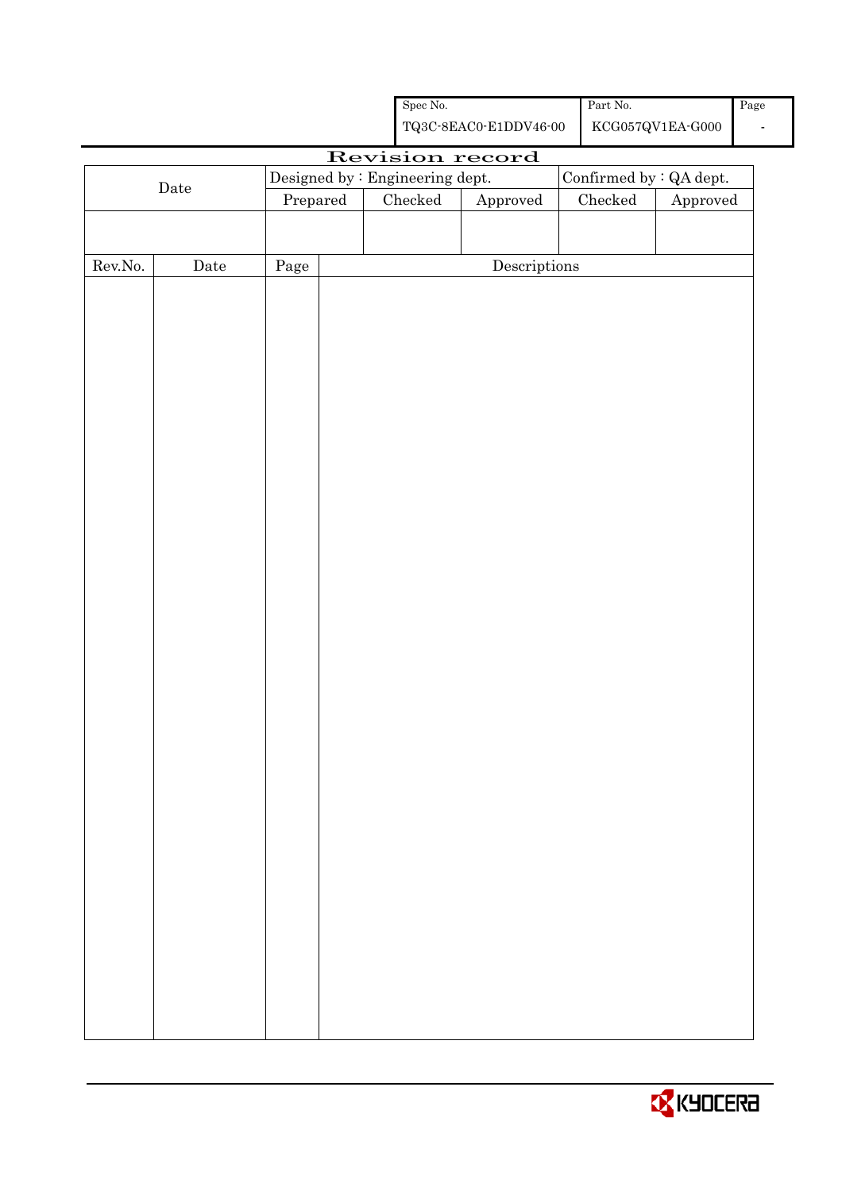| Spec No. | Part No. | Page |
| --- | --- | --- |
| TQ3C-8EAC0-E1DDV46-00 | KCG057QV1EA-G000 | - |

# Revision record

| Date | Designed by : Engineering dept. | | | Confirmed by : QA dept. | |
| --- | --- | --- | --- | --- | --- |
| | Prepared | Checked | Approved | Checked | Approved |
| | | | | | |

| Rev.No. | Date | Page | Descriptions |
| --- | --- | --- | --- |
| | | | |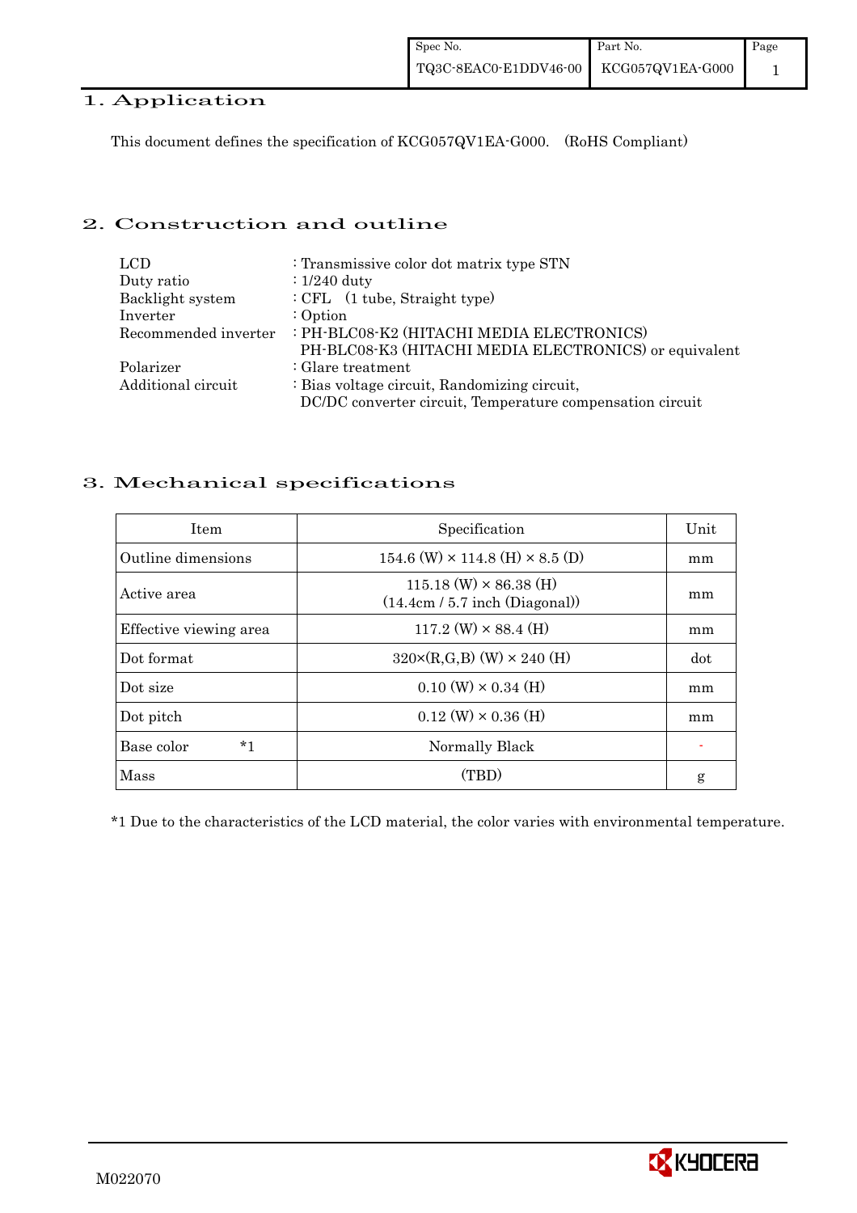## 1. Application

This document defines the specification of KCG057QV1EA-G000.　(RoHS Compliant)

## 2. Construction and outline

| | |
|---|---|
| LCD | : Transmissive color dot matrix type STN |
| Duty ratio | : 1/240 duty |
| Backlight system | : CFL　(1 tube, Straight type) |
| Inverter | : Option |
| Recommended inverter | : PH-BLC08-K2 (HITACHI MEDIA ELECTRONICS)<br>PH-BLC08-K3 (HITACHI MEDIA ELECTRONICS) or equivalent |
| Polarizer | : Glare treatment |
| Additional circuit | : Bias voltage circuit, Randomizing circuit,<br>DC/DC converter circuit, Temperature compensation circuit |

## 3. Mechanical specifications

| Item | Specification | Unit |
|---|---|---|
| Outline dimensions | 154.6 (W) × 114.8 (H) × 8.5 (D) | mm |
| Active area | 115.18 (W) × 86.38 (H)<br>(14.4cm / 5.7 inch (Diagonal)) | mm |
| Effective viewing area | 117.2 (W) × 88.4 (H) | mm |
| Dot format | 320×(R,G,B) (W) × 240 (H) | dot |
| Dot size | 0.10 (W) × 0.34 (H) | mm |
| Dot pitch | 0.12 (W) × 0.36 (H) | mm |
| Base color　　*1 | Normally Black | - |
| Mass | (TBD) | g |

*1 Due to the characteristics of the LCD material, the color varies with environmental temperature.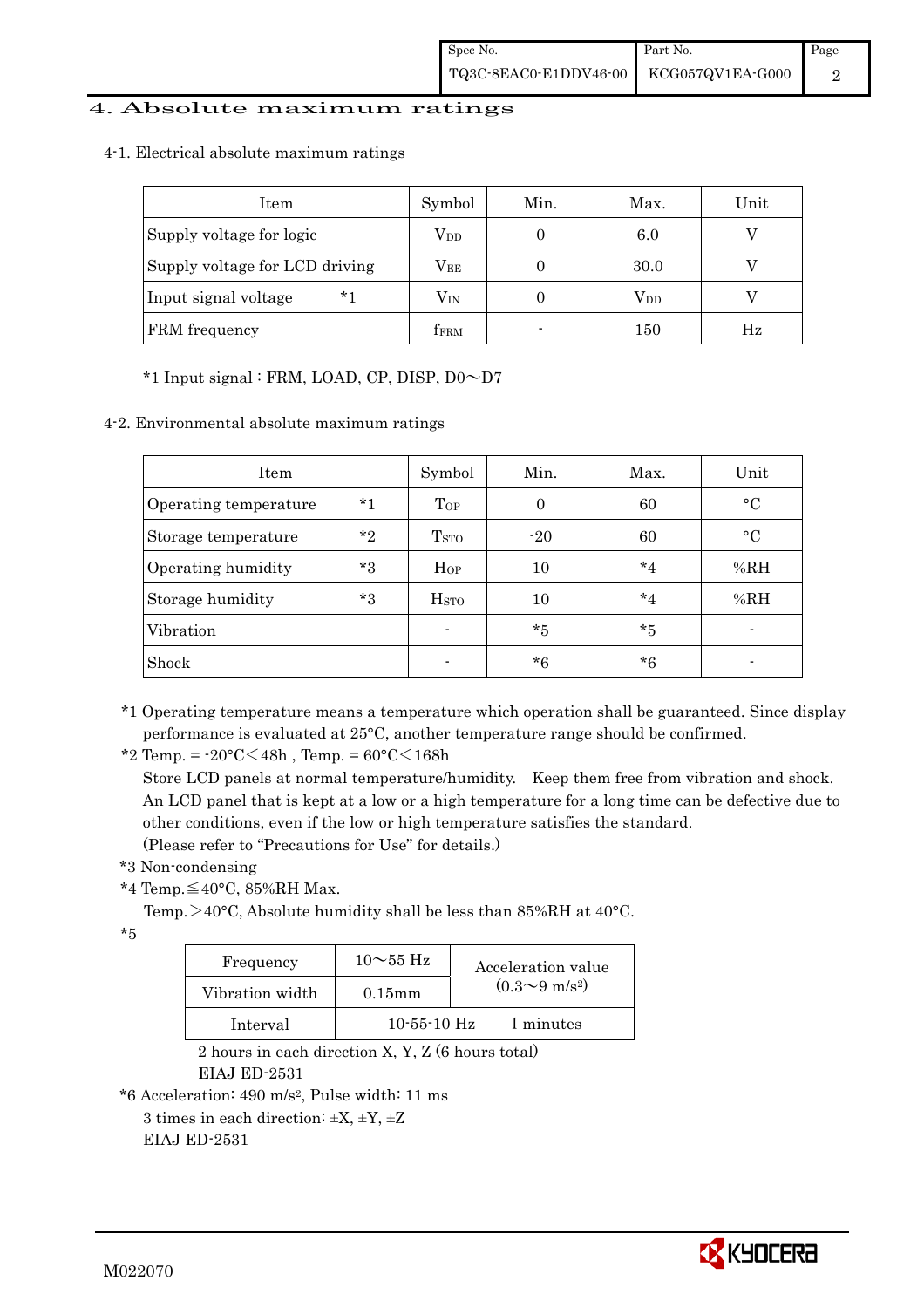# 4. Absolute maximum ratings

## 4-1. Electrical absolute maximum ratings

| Item | Symbol | Min. | Max. | Unit |
|---|---|---|---|---|
| Supply voltage for logic | $V_{DD}$ | 0 | 6.0 | V |
| Supply voltage for LCD driving | $V_{EE}$ | 0 | 30.0 | V |
| Input signal voltage *1 | $V_{IN}$ | 0 | $V_{DD}$ | V |
| FRM frequency | $f_{FRM}$ | - | 150 | Hz |

*1 Input signal : FRM, LOAD, CP, DISP, D0～D7

## 4-2. Environmental absolute maximum ratings

| Item | Symbol | Min. | Max. | Unit |
|---|---|---|---|---|
| Operating temperature *1 | $T_{OP}$ | 0 | 60 | °C |
| Storage temperature *2 | $T_{STO}$ | -20 | 60 | °C |
| Operating humidity *3 | $H_{OP}$ | 10 | *4 | %RH |
| Storage humidity *3 | $H_{STO}$ | 10 | *4 | %RH |
| Vibration | - | *5 | *5 | - |
| Shock | - | *6 | *6 | - |

*1 Operating temperature means a temperature which operation shall be guaranteed. Since display performance is evaluated at 25°C, another temperature range should be confirmed.

*2 Temp. = -20°C＜48h , Temp. = 60°C＜168h
Store LCD panels at normal temperature/humidity. Keep them free from vibration and shock. An LCD panel that is kept at a low or a high temperature for a long time can be defective due to other conditions, even if the low or high temperature satisfies the standard.
(Please refer to "Precautions for Use" for details.)

*3 Non-condensing

*4 Temp.≦40°C, 85%RH Max.
Temp.＞40°C, Absolute humidity shall be less than 85%RH at 40°C.

*5

| Frequency | 10～55 Hz | Acceleration value $(0.3～9\ m/s^2)$ |
|---|---|---|
| Vibration width | 0.15mm | |
| Interval | 10-55-10 Hz | 1 minutes |

2 hours in each direction X, Y, Z (6 hours total)
EIAJ ED-2531

*6 Acceleration: 490 $m/s^2$, Pulse width: 11 ms
3 times in each direction: ±X, ±Y, ±Z
EIAJ ED-2531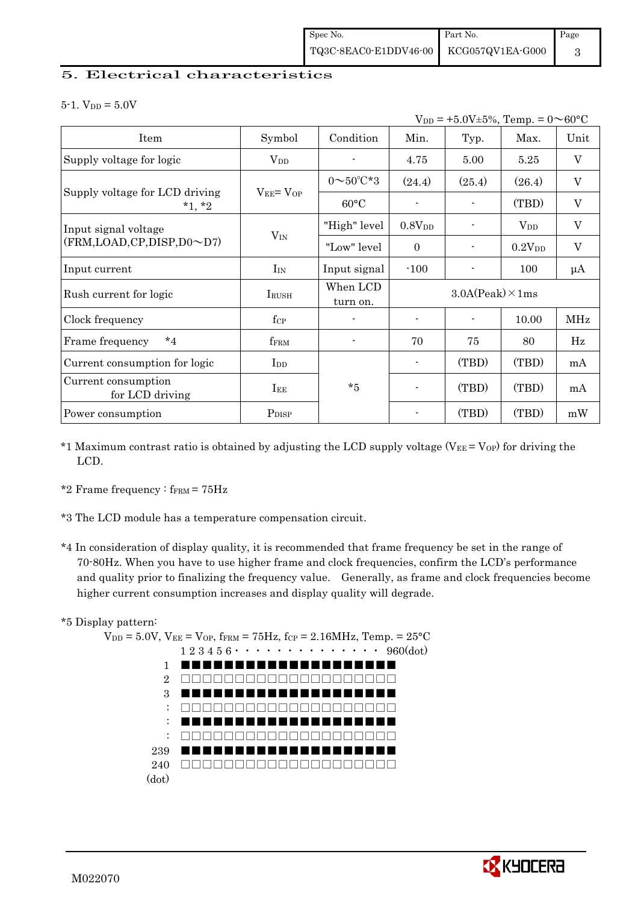# 5. Electrical characteristics

5-1. $V_{DD}$ = 5.0V

$V_{DD}$ = +5.0V±5%, Temp. = 0～60°C

| Item | Symbol | Condition | Min. | Typ. | Max. | Unit |
|---|---|---|---|---|---|---|
| Supply voltage for logic | $V_{DD}$ | - | 4.75 | 5.00 | 5.25 | V |
| Supply voltage for LCD driving *1, *2 | $V_{EE}$= $V_{OP}$ | 0～50°C*3 | (24.4) | (25.4) | (26.4) | V |
| | | 60°C | - | - | (TBD) | V |
| Input signal voltage (FRM,LOAD,CP,DISP,D0～D7) | $V_{IN}$ | "High" level | $0.8V_{DD}$ | - | $V_{DD}$ | V |
| | | "Low" level | 0 | - | $0.2V_{DD}$ | V |
| Input current | $I_{IN}$ | Input signal | -100 | - | 100 | μA |
| Rush current for logic | $I_{RUSH}$ | When LCD turn on. | 3.0A(Peak)×1ms | | | |
| Clock frequency | $f_{CP}$ | - | - | - | 10.00 | MHz |
| Frame frequency *4 | $f_{FRM}$ | - | 70 | 75 | 80 | Hz |
| Current consumption for logic | $I_{DD}$ | *5 | - | (TBD) | (TBD) | mA |
| Current consumption for LCD driving | $I_{EE}$ | | - | (TBD) | (TBD) | mA |
| Power consumption | $P_{DISP}$ | | - | (TBD) | (TBD) | mW |

*1 Maximum contrast ratio is obtained by adjusting the LCD supply voltage ($V_{EE}$ = $V_{OP}$) for driving the LCD.

*2 Frame frequency : $f_{FRM}$ = 75Hz

*3 The LCD module has a temperature compensation circuit.

*4 In consideration of display quality, it is recommended that frame frequency be set in the range of 70-80Hz. When you have to use higher frame and clock frequencies, confirm the LCD's performance and quality prior to finalizing the frequency value. Generally, as frame and clock frequencies become higher current consumption increases and display quality will degrade.

*5 Display pattern:

$V_{DD}$ = 5.0V, $V_{EE}$ = $V_{OP}$, $f_{FRM}$ = 75Hz, $f_{CP}$ = 2.16MHz, Temp. = 25°C

```
        1 2 3 4 5 6 · · · · · · · · · · · · · · 960(dot)
  1     ■■■■■■■■■■■■■■■■■■■■
  2     □□□□□□□□□□□□□□□□□□□□
  3     ■■■■■■■■■■■■■■■■■■■■
  :     □□□□□□□□□□□□□□□□□□□□
  :     ■■■■■■■■■■■■■■■■■■■■
  :     □□□□□□□□□□□□□□□□□□□□
239     ■■■■■■■■■■■■■■■■■■■■
240     □□□□□□□□□□□□□□□□□□□□
(dot)
```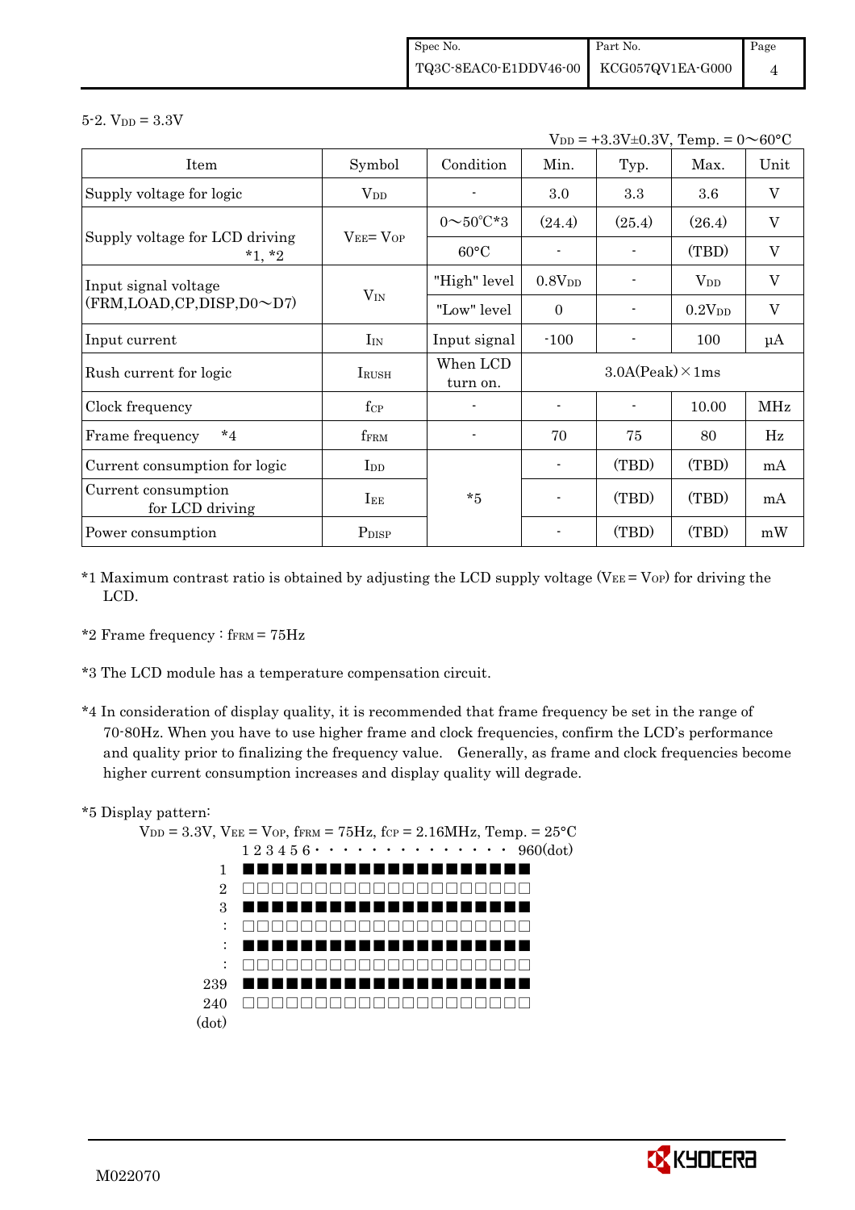5-2. $V_{DD}$ = 3.3V

$V_{DD}$ = +3.3V±0.3V, Temp. = 0～60°C

| Item | Symbol | Condition | Min. | Typ. | Max. | Unit |
|---|---|---|---|---|---|---|
| Supply voltage for logic | $V_{DD}$ | - | 3.0 | 3.3 | 3.6 | V |
| Supply voltage for LCD driving *1, *2 | $V_{EE}$= $V_{OP}$ | 0～50°C*3 | (24.4) | (25.4) | (26.4) | V |
| | | 60°C | - | - | (TBD) | V |
| Input signal voltage (FRM,LOAD,CP,DISP,D0～D7) | $V_{IN}$ | "High" level | 0.8$V_{DD}$ | - | $V_{DD}$ | V |
| | | "Low" level | 0 | - | 0.2$V_{DD}$ | V |
| Input current | $I_{IN}$ | Input signal | -100 | - | 100 | μA |
| Rush current for logic | $I_{RUSH}$ | When LCD turn on. | 3.0A(Peak)×1ms | | | |
| Clock frequency | $f_{CP}$ | - | - | - | 10.00 | MHz |
| Frame frequency *4 | $f_{FRM}$ | - | 70 | 75 | 80 | Hz |
| Current consumption for logic | $I_{DD}$ | *5 | - | (TBD) | (TBD) | mA |
| Current consumption for LCD driving | $I_{EE}$ | | - | (TBD) | (TBD) | mA |
| Power consumption | $P_{DISP}$ | | - | (TBD) | (TBD) | mW |

*1 Maximum contrast ratio is obtained by adjusting the LCD supply voltage ($V_{EE}$ = $V_{OP}$) for driving the LCD.

*2 Frame frequency : $f_{FRM}$ = 75Hz

*3 The LCD module has a temperature compensation circuit.

*4 In consideration of display quality, it is recommended that frame frequency be set in the range of 70-80Hz. When you have to use higher frame and clock frequencies, confirm the LCD's performance and quality prior to finalizing the frequency value. Generally, as frame and clock frequencies become higher current consumption increases and display quality will degrade.

*5 Display pattern:

$V_{DD}$ = 3.3V, $V_{EE}$ = $V_{OP}$, $f_{FRM}$ = 75Hz, $f_{CP}$ = 2.16MHz, Temp. = 25°C

```
       1 2 3 4 5 6 · · · · · · · · · · · · · · 960(dot)
  1    ■■■■■■■■■■■■■■■■■■■■
  2    □□□□□□□□□□□□□□□□□□□□
  3    ■■■■■■■■■■■■■■■■■■■■
  :    □□□□□□□□□□□□□□□□□□□□
  :    ■■■■■■■■■■■■■■■■■■■■
  :    □□□□□□□□□□□□□□□□□□□□
239    ■■■■■■■■■■■■■■■■■■■■
240    □□□□□□□□□□□□□□□□□□□□
(dot)
```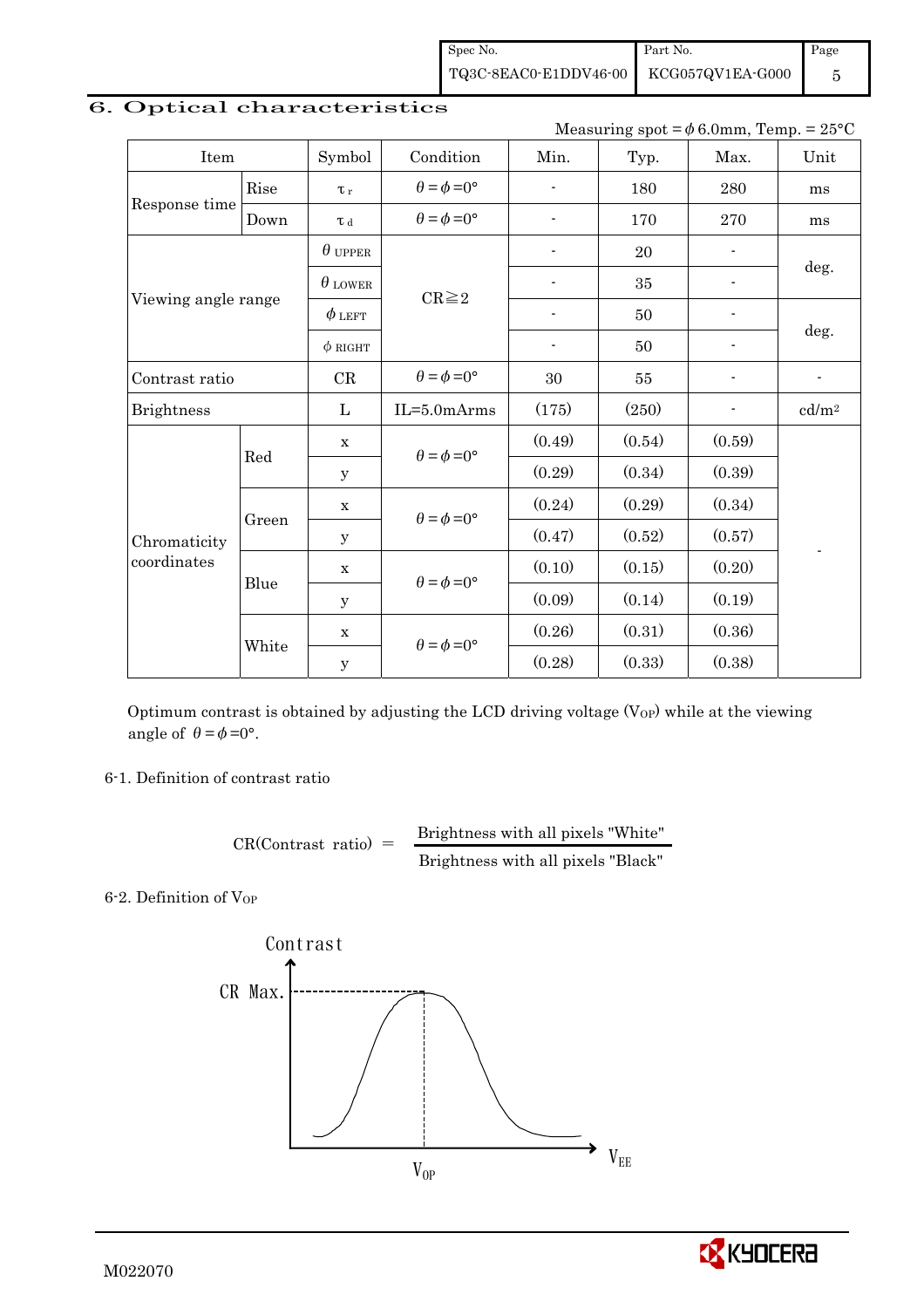## 6. Optical characteristics

Measuring spot = $\phi$ 6.0mm, Temp. = 25°C

| Item | | Symbol | Condition | Min. | Typ. | Max. | Unit |
|---|---|---|---|---|---|---|---|
| Response time | Rise | $\tau_r$ | $\theta=\phi=0°$ | - | 180 | 280 | ms |
| | Down | $\tau_d$ | $\theta=\phi=0°$ | - | 170 | 270 | ms |
| Viewing angle range | | $\theta_{UPPER}$ | CR≧2 | - | 20 | - | deg. |
| | | $\theta_{LOWER}$ | | - | 35 | - | |
| | | $\phi_{LEFT}$ | | - | 50 | - | deg. |
| | | $\phi_{RIGHT}$ | | - | 50 | - | |
| Contrast ratio | | CR | $\theta=\phi=0°$ | 30 | 55 | - | - |
| Brightness | | L | IL=5.0mArms | (175) | (250) | - | cd/m² |
| Chromaticity coordinates | Red | x | $\theta=\phi=0°$ | (0.49) | (0.54) | (0.59) | - |
| | | y | | (0.29) | (0.34) | (0.39) | |
| | Green | x | $\theta=\phi=0°$ | (0.24) | (0.29) | (0.34) | |
| | | y | | (0.47) | (0.52) | (0.57) | |
| | Blue | x | $\theta=\phi=0°$ | (0.10) | (0.15) | (0.20) | |
| | | y | | (0.09) | (0.14) | (0.19) | |
| | White | x | $\theta=\phi=0°$ | (0.26) | (0.31) | (0.36) | |
| | | y | | (0.28) | (0.33) | (0.38) | |

Optimum contrast is obtained by adjusting the LCD driving voltage ($V_{OP}$) while at the viewing angle of $\theta=\phi=0°$.

### 6-1. Definition of contrast ratio

$$\text{CR(Contrast ratio)} = \frac{\text{Brightness with all pixels "White"}}{\text{Brightness with all pixels "Black"}}$$

### 6-2. Definition of $V_{OP}$

Contrast

CR Max.

$V_{OP}$

$V_{EE}$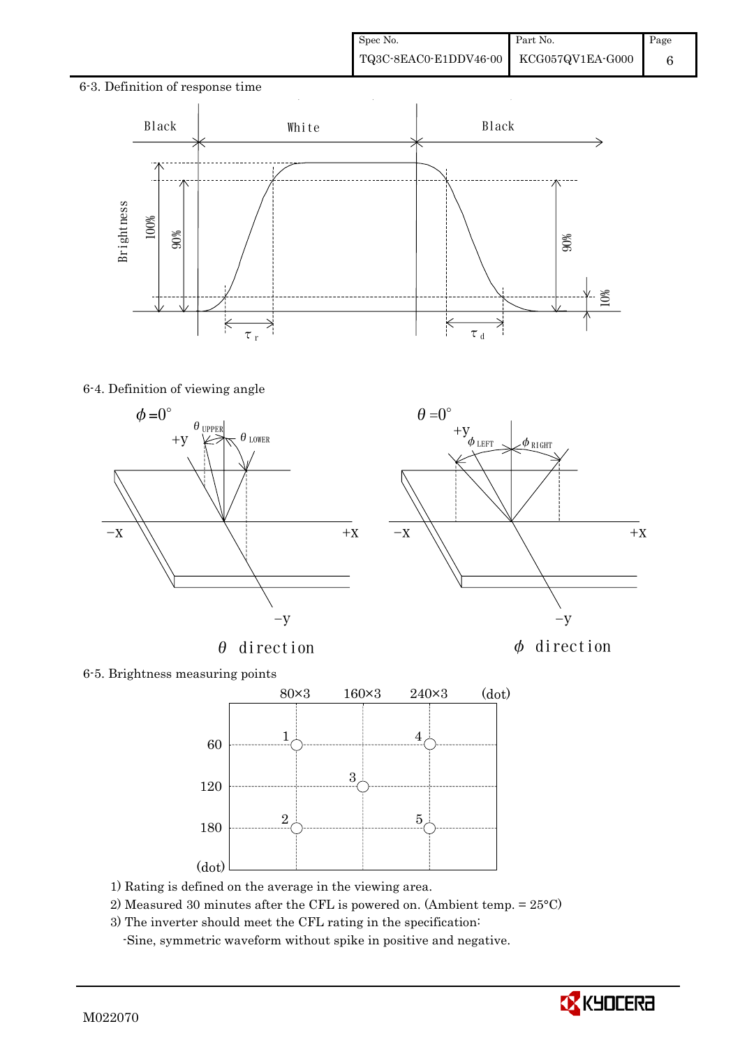6-3. Definition of response time

6-4. Definition of viewing angle

6-5. Brightness measuring points

1) Rating is defined on the average in the viewing area.

2) Measured 30 minutes after the CFL is powered on. (Ambient temp. = 25°C)

3) The inverter should meet the CFL rating in the specification:

-Sine, symmetric waveform without spike in positive and negative.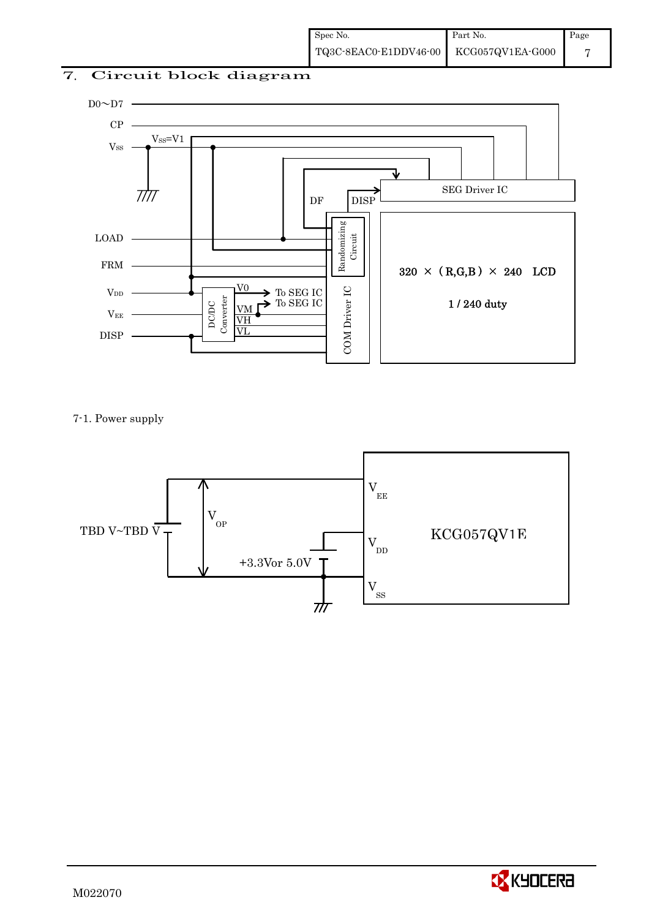## 7. Circuit block diagram

D0～D7

CP

$V_{SS}$ $V_{SS}$=V1

LOAD

FRM

$V_{DD}$

$V_{EE}$

DISP

DF DISP

SEG Driver IC

Randomizing Circuit

COM Driver IC

DC/DC Converter

V0 → To SEG IC

VM → To SEG IC

VH

VL

320 × (R,G,B) × 240 LCD

1 / 240 duty

7-1. Power supply

TBD V~TBD V

$V_{OP}$

+3.3Vor 5.0V

$V_{EE}$

$V_{DD}$

$V_{SS}$

KCG057QV1E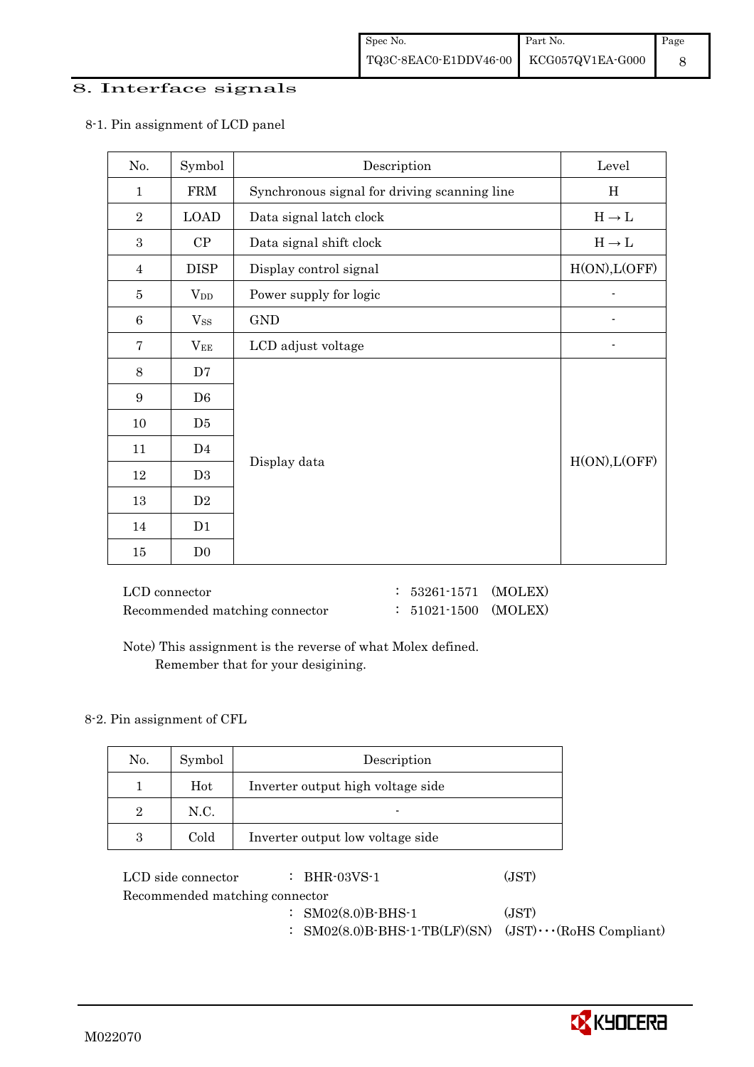## 8. Interface signals

### 8-1. Pin assignment of LCD panel

| No. | Symbol | Description | Level |
|---|---|---|---|
| 1 | FRM | Synchronous signal for driving scanning line | H |
| 2 | LOAD | Data signal latch clock | H → L |
| 3 | CP | Data signal shift clock | H → L |
| 4 | DISP | Display control signal | H(ON),L(OFF) |
| 5 | $V_{DD}$ | Power supply for logic | - |
| 6 | $V_{SS}$ | GND | - |
| 7 | $V_{EE}$ | LCD adjust voltage | - |
| 8 | D7 | Display data | H(ON),L(OFF) |
| 9 | D6 | | |
| 10 | D5 | | |
| 11 | D4 | | |
| 12 | D3 | | |
| 13 | D2 | | |
| 14 | D1 | | |
| 15 | D0 | | |

LCD connector : 53261-1571 (MOLEX)
Recommended matching connector : 51021-1500 (MOLEX)

Note) This assignment is the reverse of what Molex defined.
Remember that for your desigining.

### 8-2. Pin assignment of CFL

| No. | Symbol | Description |
|---|---|---|
| 1 | Hot | Inverter output high voltage side |
| 2 | N.C. | - |
| 3 | Cold | Inverter output low voltage side |

LCD side connector : BHR-03VS-1 (JST)
Recommended matching connector
: SM02(8.0)B-BHS-1 (JST)
: SM02(8.0)B-BHS-1-TB(LF)(SN) (JST)···(RoHS Compliant)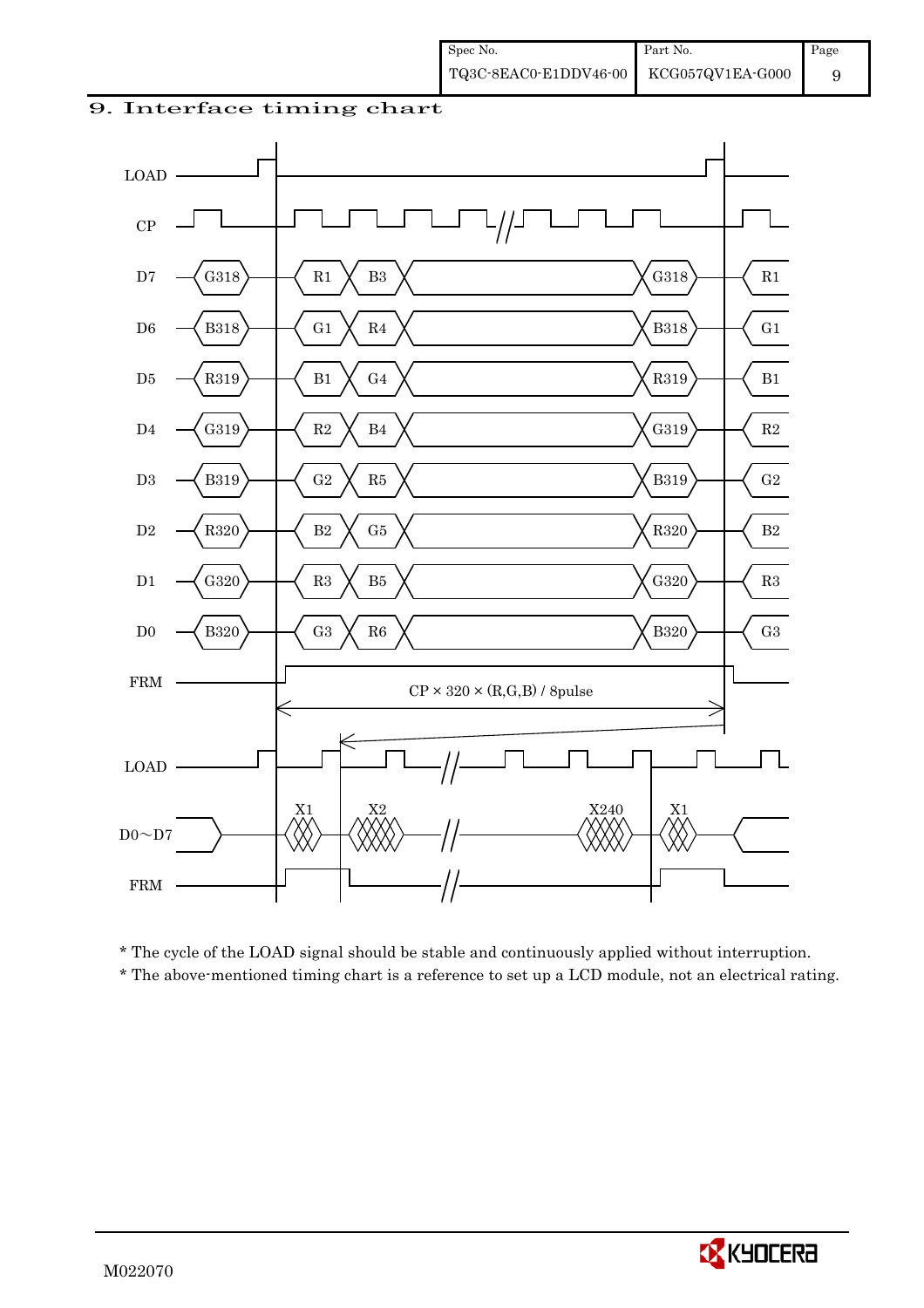# 9. Interface timing chart

LOAD

CP

| Signal | | | | | | |
|---|---|---|---|---|---|---|
| D7 | G318 | R1 | B3 | | G318 | R1 |
| D6 | B318 | G1 | R4 | | B318 | G1 |
| D5 | R319 | B1 | G4 | | R319 | B1 |
| D4 | G319 | R2 | B4 | | G319 | R2 |
| D3 | B319 | G2 | R5 | | B319 | G2 |
| D2 | R320 | B2 | G5 | | R320 | B2 |
| D1 | G320 | R3 | B5 | | G320 | R3 |
| D0 | B320 | G3 | R6 | | B320 | G3 |

FRM

CP × 320 × (R,G,B) / 8pulse

LOAD

D0～D7: X1, X2, X240, X1

FRM

* The cycle of the LOAD signal should be stable and continuously applied without interruption.
* The above-mentioned timing chart is a reference to set up a LCD module, not an electrical rating.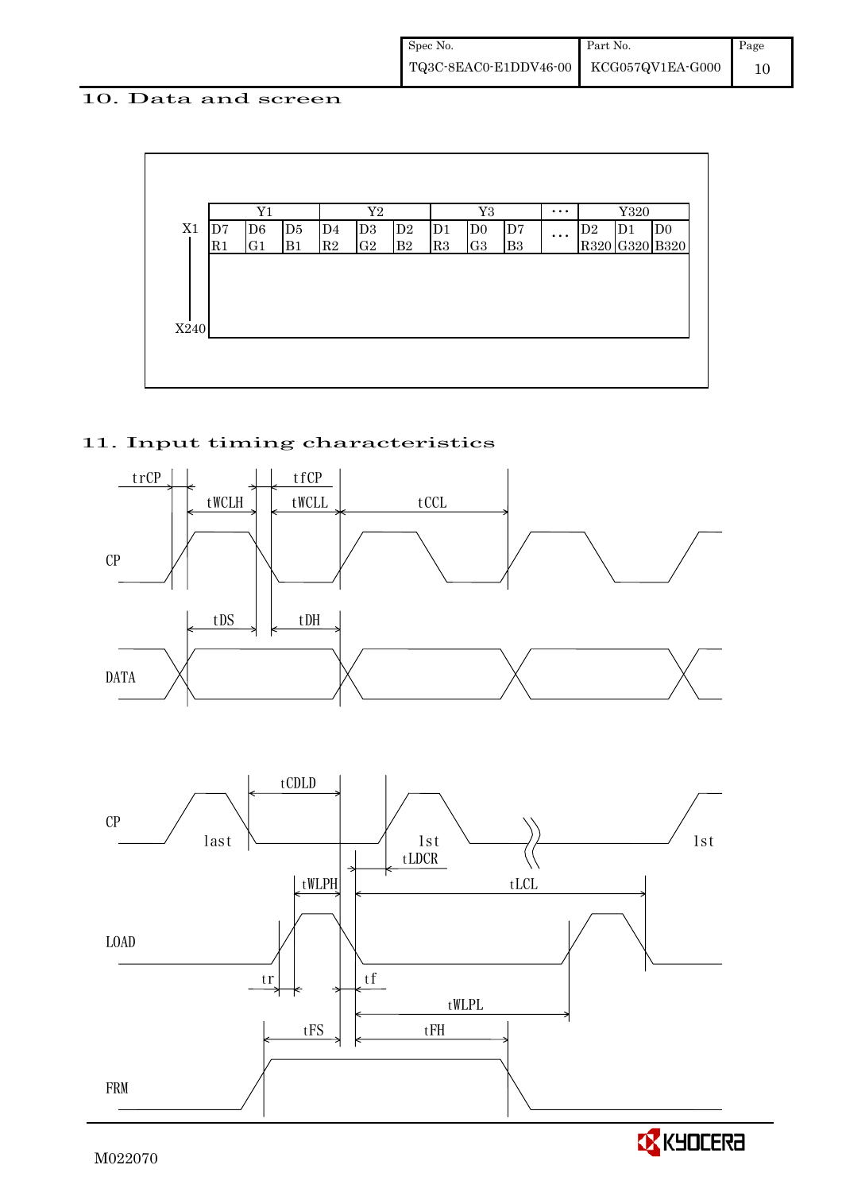## 10. Data and screen

| | Y1 | | | Y2 | | | Y3 | | | ··· | Y320 | | |
|---|---|---|---|---|---|---|---|---|---|---|---|---|---|
| X1 | D7 R1 | D6 G1 | D5 B1 | D4 R2 | D3 G2 | D2 B2 | D1 R3 | D0 G3 | D7 B3 | ··· | D2 R320 | D1 G320 | D0 B320 |
| X240 | | | | | | | | | | | | | |

## 11. Input timing characteristics

trCP, tWCLH, tfCP, tWCLL, tCCL

CP

tDS, tDH

DATA

tCDLD

CP last 1st 1st

tLDCR

tWLPH, tLCL

LOAD

tr, tf

tWLPL

tFS, tFH

FRM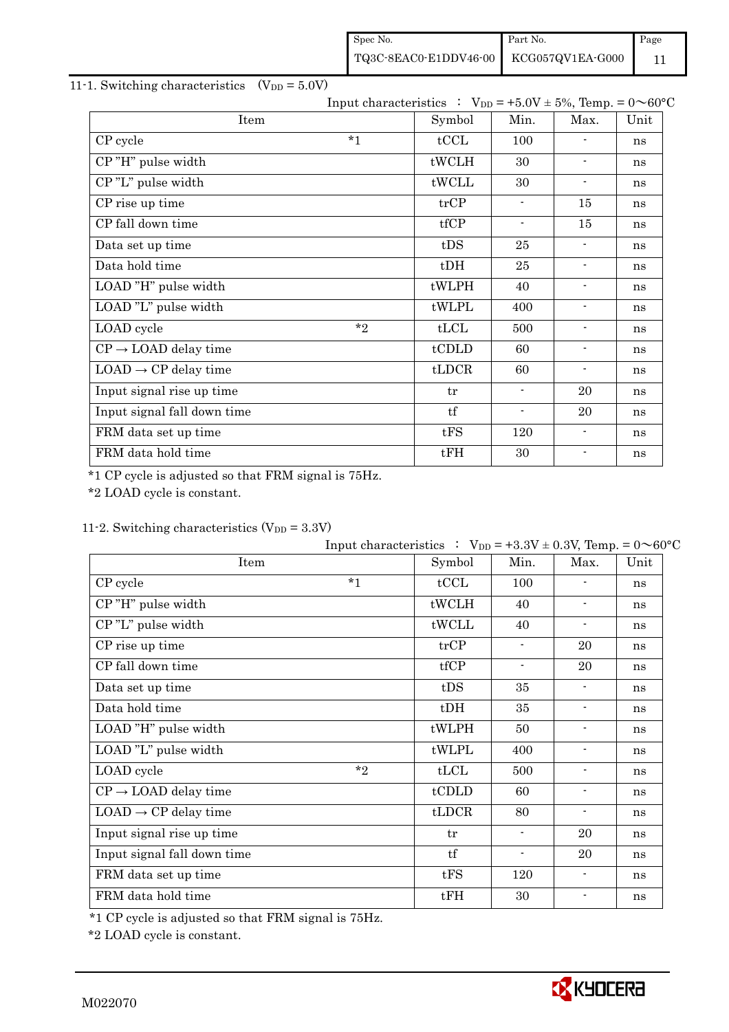## 11-1. Switching characteristics ($V_{DD}$ = 5.0V)

Input characteristics : $V_{DD}$ = +5.0V ± 5%, Temp. = 0～60°C

| Item | | Symbol | Min. | Max. | Unit |
|---|---|---|---|---|---|
| CP cycle | *1 | tCCL | 100 | - | ns |
| CP "H" pulse width | | tWCLH | 30 | - | ns |
| CP "L" pulse width | | tWCLL | 30 | - | ns |
| CP rise up time | | trCP | - | 15 | ns |
| CP fall down time | | tfCP | - | 15 | ns |
| Data set up time | | tDS | 25 | - | ns |
| Data hold time | | tDH | 25 | - | ns |
| LOAD "H" pulse width | | tWLPH | 40 | - | ns |
| LOAD "L" pulse width | | tWLPL | 400 | - | ns |
| LOAD cycle | *2 | tLCL | 500 | - | ns |
| CP → LOAD delay time | | tCDLD | 60 | - | ns |
| LOAD → CP delay time | | tLDCR | 60 | - | ns |
| Input signal rise up time | | tr | - | 20 | ns |
| Input signal fall down time | | tf | - | 20 | ns |
| FRM data set up time | | tFS | 120 | - | ns |
| FRM data hold time | | tFH | 30 | - | ns |

*1 CP cycle is adjusted so that FRM signal is 75Hz.

*2 LOAD cycle is constant.

## 11-2. Switching characteristics ($V_{DD}$ = 3.3V)

Input characteristics : $V_{DD}$ = +3.3V ± 0.3V, Temp. = 0～60°C

| Item | | Symbol | Min. | Max. | Unit |
|---|---|---|---|---|---|
| CP cycle | *1 | tCCL | 100 | - | ns |
| CP "H" pulse width | | tWCLH | 40 | - | ns |
| CP "L" pulse width | | tWCLL | 40 | - | ns |
| CP rise up time | | trCP | - | 20 | ns |
| CP fall down time | | tfCP | - | 20 | ns |
| Data set up time | | tDS | 35 | - | ns |
| Data hold time | | tDH | 35 | - | ns |
| LOAD "H" pulse width | | tWLPH | 50 | - | ns |
| LOAD "L" pulse width | | tWLPL | 400 | - | ns |
| LOAD cycle | *2 | tLCL | 500 | - | ns |
| CP → LOAD delay time | | tCDLD | 60 | - | ns |
| LOAD → CP delay time | | tLDCR | 80 | - | ns |
| Input signal rise up time | | tr | - | 20 | ns |
| Input signal fall down time | | tf | - | 20 | ns |
| FRM data set up time | | tFS | 120 | - | ns |
| FRM data hold time | | tFH | 30 | - | ns |

*1 CP cycle is adjusted so that FRM signal is 75Hz.

*2 LOAD cycle is constant.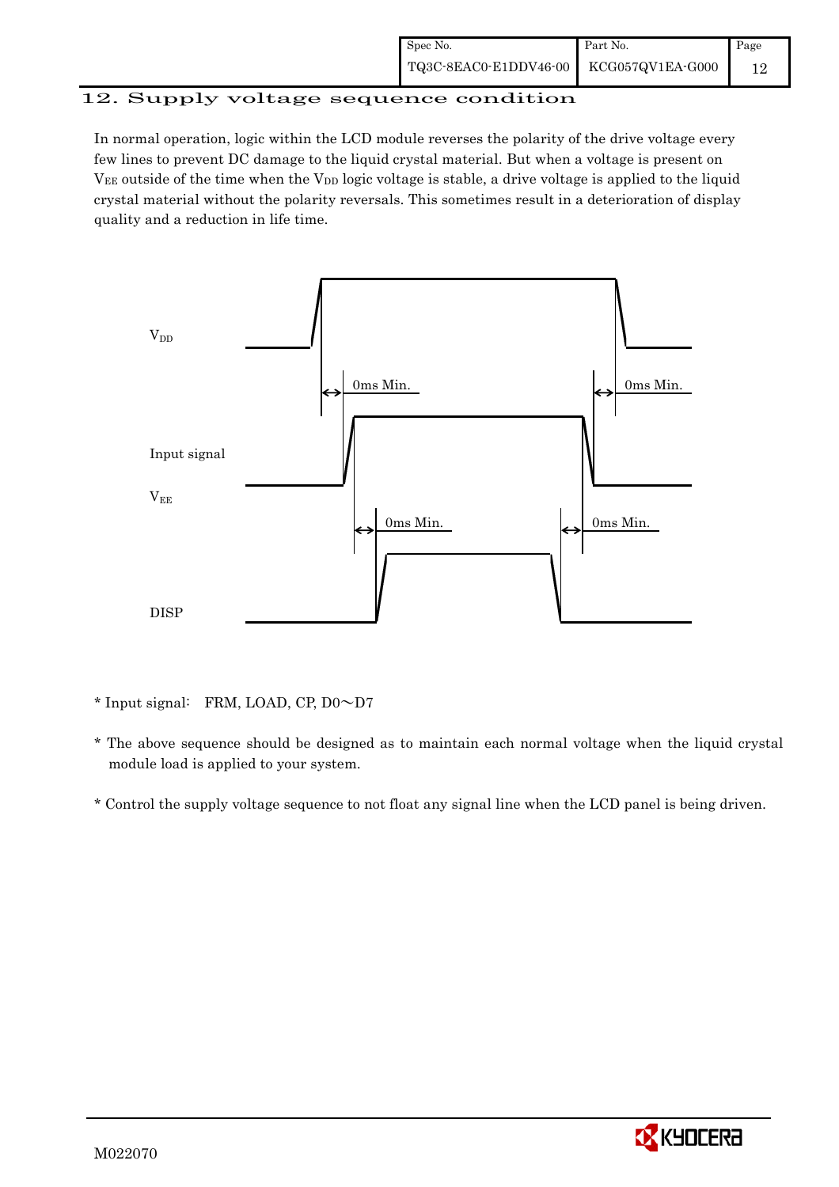## 12. Supply voltage sequence condition

In normal operation, logic within the LCD module reverses the polarity of the drive voltage every few lines to prevent DC damage to the liquid crystal material. But when a voltage is present on $V_{EE}$ outside of the time when the $V_{DD}$ logic voltage is stable, a drive voltage is applied to the liquid crystal material without the polarity reversals. This sometimes result in a deterioration of display quality and a reduction in life time.

$V_{DD}$

0ms Min. 0ms Min.

Input signal

$V_{EE}$

0ms Min. 0ms Min.

DISP

* Input signal: FRM, LOAD, CP, D0～D7

* The above sequence should be designed as to maintain each normal voltage when the liquid crystal module load is applied to your system.

* Control the supply voltage sequence to not float any signal line when the LCD panel is being driven.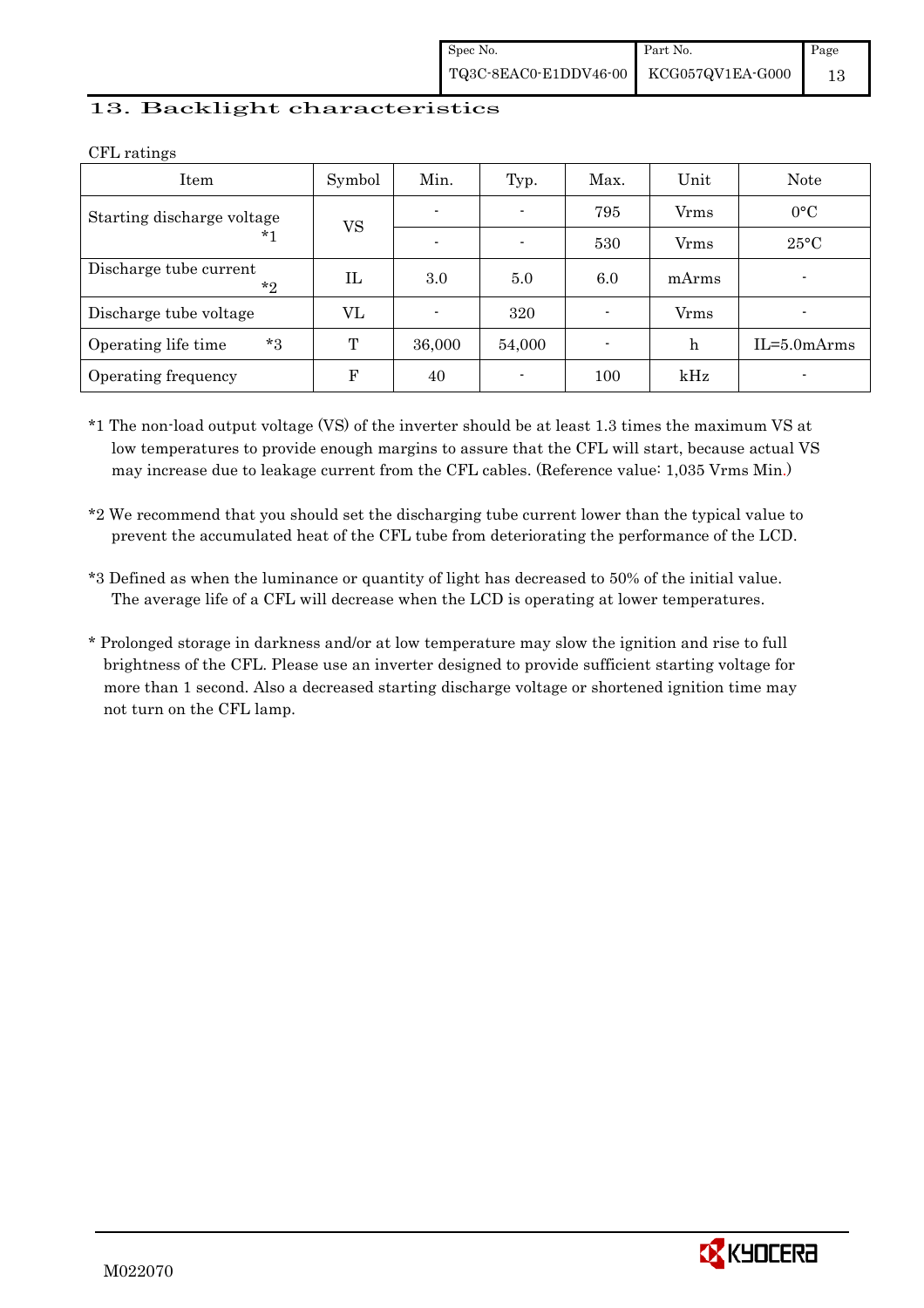## 13. Backlight characteristics

CFL ratings

| Item | Symbol | Min. | Typ. | Max. | Unit | Note |
|---|---|---|---|---|---|---|
| Starting discharge voltage *1 | VS | - | - | 795 | Vrms | 0°C |
| | | - | - | 530 | Vrms | 25°C |
| Discharge tube current *2 | IL | 3.0 | 5.0 | 6.0 | mArms | - |
| Discharge tube voltage | VL | - | 320 | - | Vrms | - |
| Operating life time *3 | T | 36,000 | 54,000 | - | h | IL=5.0mArms |
| Operating frequency | F | 40 | - | 100 | kHz | - |

*1 The non-load output voltage (VS) of the inverter should be at least 1.3 times the maximum VS at low temperatures to provide enough margins to assure that the CFL will start, because actual VS may increase due to leakage current from the CFL cables. (Reference value: 1,035 Vrms Min.)

*2 We recommend that you should set the discharging tube current lower than the typical value to prevent the accumulated heat of the CFL tube from deteriorating the performance of the LCD.

*3 Defined as when the luminance or quantity of light has decreased to 50% of the initial value. The average life of a CFL will decrease when the LCD is operating at lower temperatures.

* Prolonged storage in darkness and/or at low temperature may slow the ignition and rise to full brightness of the CFL. Please use an inverter designed to provide sufficient starting voltage for more than 1 second. Also a decreased starting discharge voltage or shortened ignition time may not turn on the CFL lamp.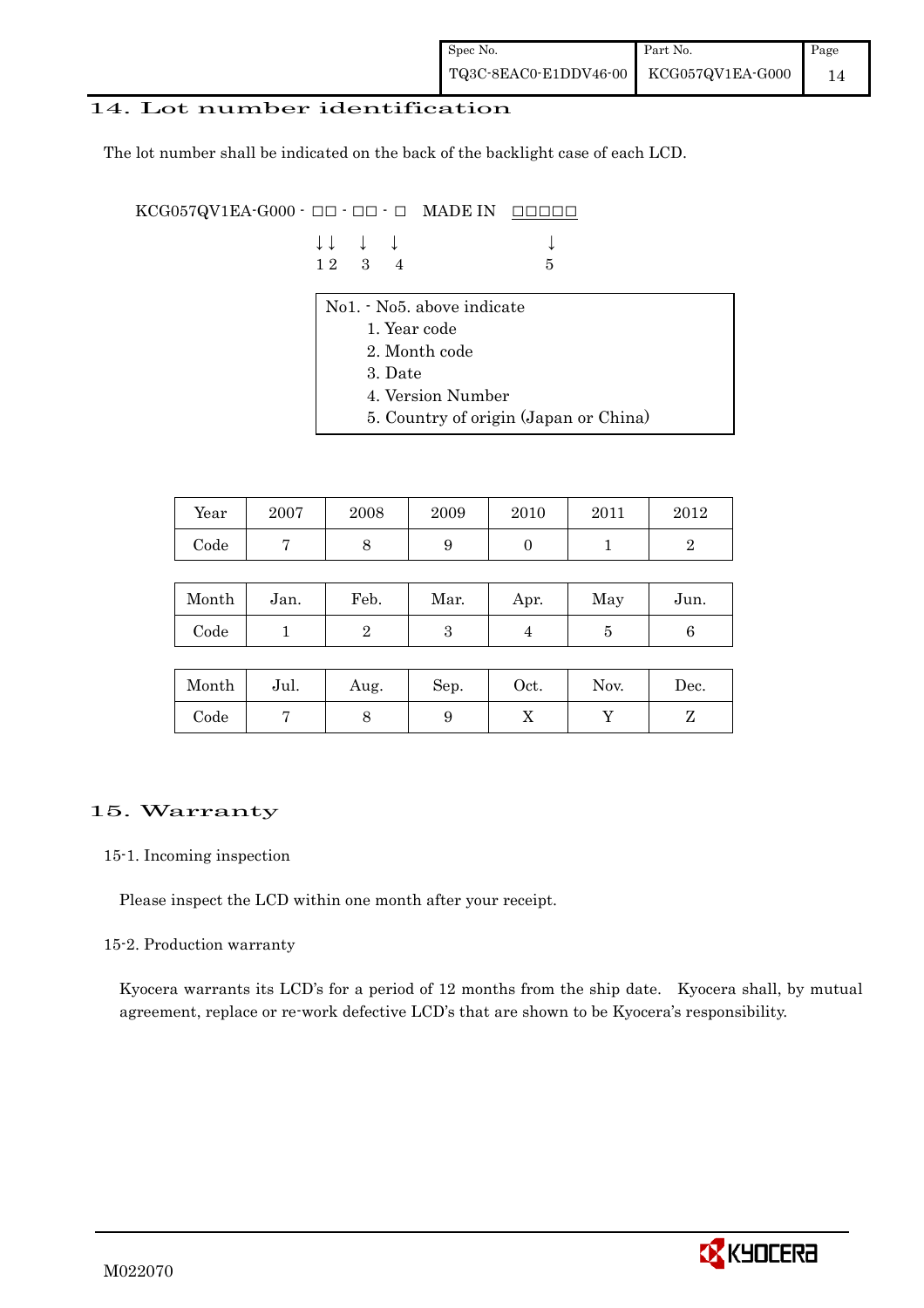## 14. Lot number identification

The lot number shall be indicated on the back of the backlight case of each LCD.

```
KCG057QV1EA-G000 - □□ - □□ - □   MADE IN  □□□□□
                   ↓↓    ↓    ↓              ↓
                   1 2   3    4              5
```

No1. - No5. above indicate

1. Year code
2. Month code
3. Date
4. Version Number
5. Country of origin (Japan or China)

| Year | 2007 | 2008 | 2009 | 2010 | 2011 | 2012 |
|---|---|---|---|---|---|---|
| Code | 7 | 8 | 9 | 0 | 1 | 2 |

| Month | Jan. | Feb. | Mar. | Apr. | May | Jun. |
|---|---|---|---|---|---|---|
| Code | 1 | 2 | 3 | 4 | 5 | 6 |

| Month | Jul. | Aug. | Sep. | Oct. | Nov. | Dec. |
|---|---|---|---|---|---|---|
| Code | 7 | 8 | 9 | X | Y | Z |

## 15. Warranty

### 15-1. Incoming inspection

Please inspect the LCD within one month after your receipt.

### 15-2. Production warranty

Kyocera warrants its LCD's for a period of 12 months from the ship date. Kyocera shall, by mutual agreement, replace or re-work defective LCD's that are shown to be Kyocera's responsibility.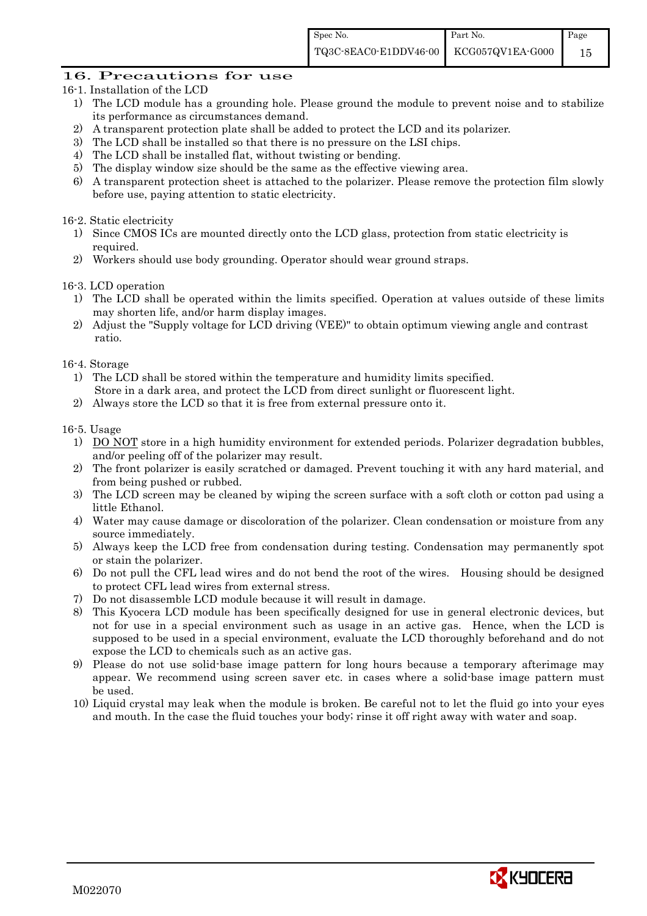## 16. Precautions for use

### 16-1. Installation of the LCD

1) The LCD module has a grounding hole. Please ground the module to prevent noise and to stabilize its performance as circumstances demand.
2) A transparent protection plate shall be added to protect the LCD and its polarizer.
3) The LCD shall be installed so that there is no pressure on the LSI chips.
4) The LCD shall be installed flat, without twisting or bending.
5) The display window size should be the same as the effective viewing area.
6) A transparent protection sheet is attached to the polarizer. Please remove the protection film slowly before use, paying attention to static electricity.

### 16-2. Static electricity

1) Since CMOS ICs are mounted directly onto the LCD glass, protection from static electricity is required.
2) Workers should use body grounding. Operator should wear ground straps.

### 16-3. LCD operation

1) The LCD shall be operated within the limits specified. Operation at values outside of these limits may shorten life, and/or harm display images.
2) Adjust the "Supply voltage for LCD driving (VEE)" to obtain optimum viewing angle and contrast ratio.

### 16-4. Storage

1) The LCD shall be stored within the temperature and humidity limits specified.
   Store in a dark area, and protect the LCD from direct sunlight or fluorescent light.
2) Always store the LCD so that it is free from external pressure onto it.

### 16-5. Usage

1) DO NOT store in a high humidity environment for extended periods. Polarizer degradation bubbles, and/or peeling off of the polarizer may result.
2) The front polarizer is easily scratched or damaged. Prevent touching it with any hard material, and from being pushed or rubbed.
3) The LCD screen may be cleaned by wiping the screen surface with a soft cloth or cotton pad using a little Ethanol.
4) Water may cause damage or discoloration of the polarizer. Clean condensation or moisture from any source immediately.
5) Always keep the LCD free from condensation during testing. Condensation may permanently spot or stain the polarizer.
6) Do not pull the CFL lead wires and do not bend the root of the wires. Housing should be designed to protect CFL lead wires from external stress.
7) Do not disassemble LCD module because it will result in damage.
8) This Kyocera LCD module has been specifically designed for use in general electronic devices, but not for use in a special environment such as usage in an active gas. Hence, when the LCD is supposed to be used in a special environment, evaluate the LCD thoroughly beforehand and do not expose the LCD to chemicals such as an active gas.
9) Please do not use solid-base image pattern for long hours because a temporary afterimage may appear. We recommend using screen saver etc. in cases where a solid-base image pattern must be used.
10) Liquid crystal may leak when the module is broken. Be careful not to let the fluid go into your eyes and mouth. In the case the fluid touches your body; rinse it off right away with water and soap.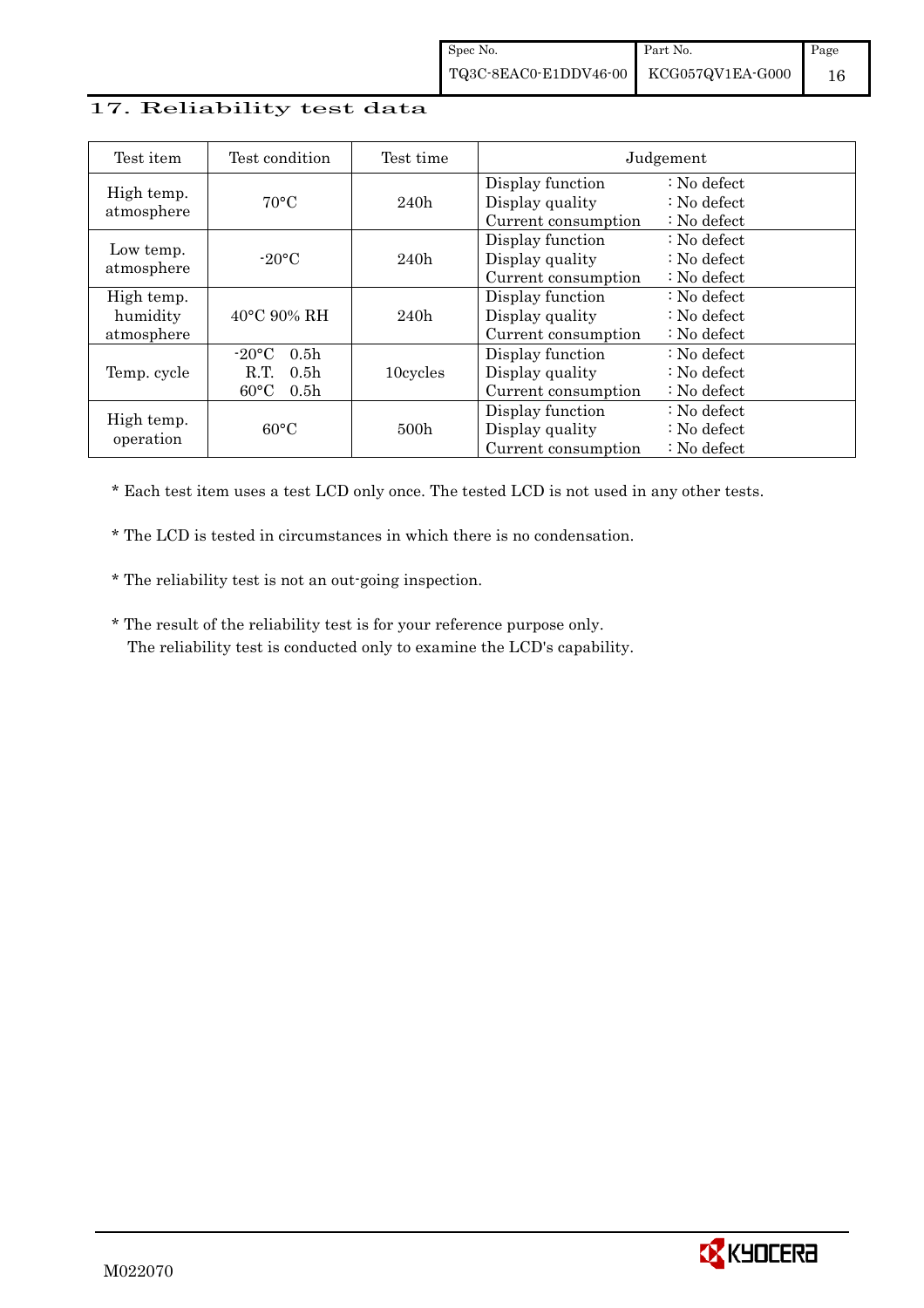## 17. Reliability test data

| Test item | Test condition | Test time | Judgement |
|---|---|---|---|
| High temp. atmosphere | 70°C | 240h | Display function : No defect<br>Display quality : No defect<br>Current consumption : No defect |
| Low temp. atmosphere | -20°C | 240h | Display function : No defect<br>Display quality : No defect<br>Current consumption : No defect |
| High temp. humidity atmosphere | 40°C 90% RH | 240h | Display function : No defect<br>Display quality : No defect<br>Current consumption : No defect |
| Temp. cycle | -20°C 0.5h<br>R.T. 0.5h<br>60°C 0.5h | 10cycles | Display function : No defect<br>Display quality : No defect<br>Current consumption : No defect |
| High temp. operation | 60°C | 500h | Display function : No defect<br>Display quality : No defect<br>Current consumption : No defect |

* Each test item uses a test LCD only once. The tested LCD is not used in any other tests.

* The LCD is tested in circumstances in which there is no condensation.

* The reliability test is not an out-going inspection.

* The result of the reliability test is for your reference purpose only.
  The reliability test is conducted only to examine the LCD's capability.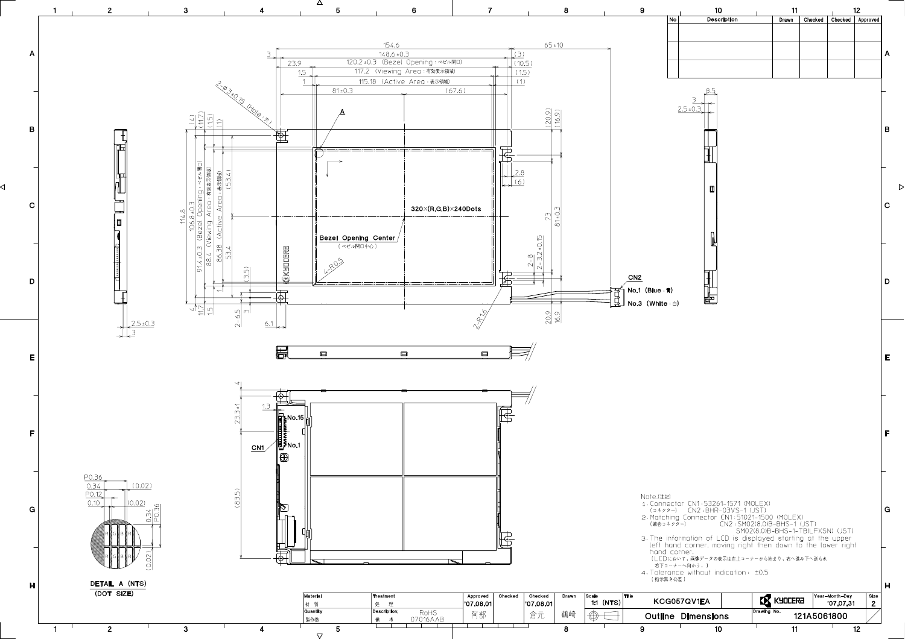| No | Description | Drawn | Checked | Checked | Approved |
|---|---|---|---|---|---|
| | | | | | |
| | | | | | |

154.6
148.6±0.3
120.2±0.3 (Bezel Opening : ベゼル開口)
117.2 (Viewing Area : 有効表示領域)
115.18 (Active Area : 表示領域)
81±0.3 (67.6)
65±10

2-φ3±0.15 (Hole : 穴)

320×(R,G,B)×240Dots

Bezel Opening Center
(ベゼル開口中心)

4-R0.5

2-R1.6

CN2
No.1 (Blue : 青)
No.3 (White : 白)

CN1
No.15
No.1

DETAIL A (NTS)
(DOT SIZE)

Note.(注記)

1. Connector CN1:53261-1571 (MOLEX)
   (コネクター) CN2:BHR-03VS-1 (JST)
2. Matching Connector CN1:51021-1500 (MOLEX)
   (適合コネクター) CN2:SM02(8.0)B-BHS-1 (JST)
   SM02(8.0)B-BHS-1-TB(LF)(SN) (JST)
3. The information of LCD is displayed starting at the upper left hand corner, moving right then down to the lower right hand corner.
   (LCDにおいて、画像データの表示は左上コーナーから始まり、右へ進み下へ送られ右下コーナーへ向かう。)
4. Tolerance without indication : ±0.5
   (指示無き公差)

| Material 材質 | Treatment 処理 | Approved | Checked | Checked | Drawn | Scale | Title | | Year-Month-Day | Size |
|---|---|---|---|---|---|---|---|---|---|---|
| | | '07.08.01 | | '07.08.01 | | 1:1 (NTS) | KCG057QV1EA | KYOCERA | '07.07.31 | 2 |
| Quantity 製作数 | Description; 備考 RoHS 07016AAB | 阿部 | | 倉元 | 鶴崎 | | Outline Dimensions | Drawing No. | 121A5061800 | |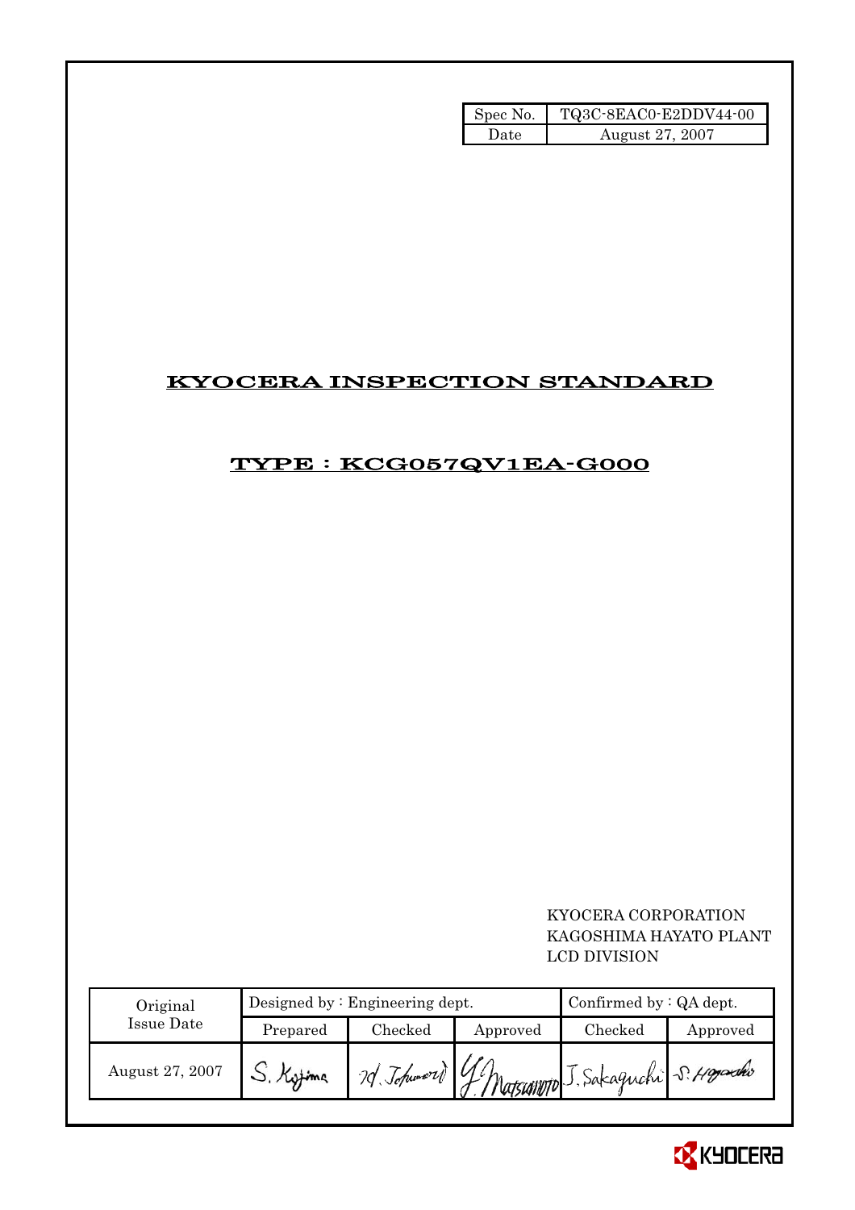| Spec No. | TQ3C-8EAC0-E2DDV44-00 |
|---|---|
| Date | August 27, 2007 |

# KYOCERA INSPECTION STANDARD

## TYPE : KCG057QV1EA-G000

KYOCERA CORPORATION
KAGOSHIMA HAYATO PLANT
LCD DIVISION

| Original Issue Date | Designed by : Engineering dept. | | | Confirmed by : QA dept. | |
|---|---|---|---|---|---|
| | Prepared | Checked | Approved | Checked | Approved |
| August 27, 2007 | S. Kojima | M. Tokumori | Y. Matsumoto | J. Sakaguchi | S. Hayashi |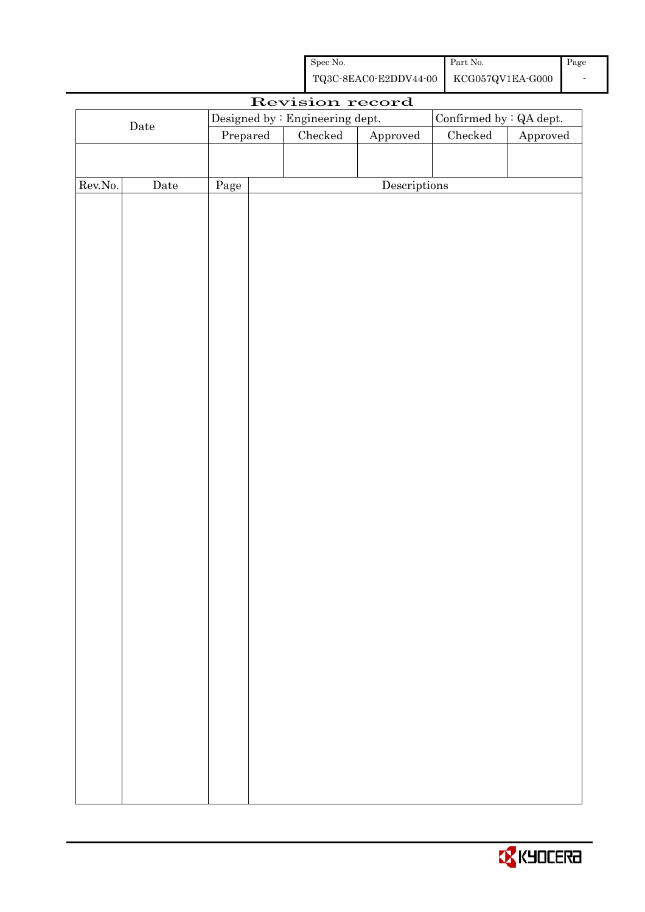| Spec No. | Part No. | Page |
|---|---|---|
| TQ3C-8EAC0-E2DDV44-00 | KCG057QV1EA-G000 | - |

# Revision record

| Date | Designed by : Engineering dept. | | | Confirmed by : QA dept. | |
|---|---|---|---|---|---|
| | Prepared | Checked | Approved | Checked | Approved |
| | | | | | |

| Rev.No. | Date | Page | Descriptions |
|---|---|---|---|
| | | | |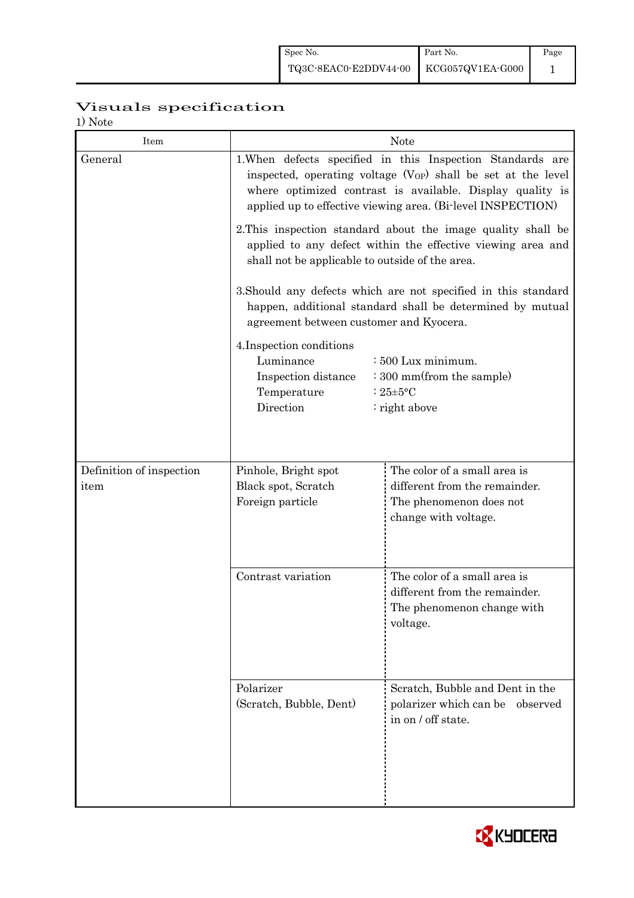# Visuals specification

1) Note

| Item | Note | |
|---|---|---|
| General | 1.When defects specified in this Inspection Standards are inspected, operating voltage ($V_{OP}$) shall be set at the level where optimized contrast is available. Display quality is applied up to effective viewing area. (Bi-level INSPECTION)<br><br>2.This inspection standard about the image quality shall be applied to any defect within the effective viewing area and shall not be applicable to outside of the area.<br><br>3.Should any defects which are not specified in this standard happen, additional standard shall be determined by mutual agreement between customer and Kyocera.<br><br>4.Inspection conditions<br>Luminance : 500 Lux minimum.<br>Inspection distance : 300 mm(from the sample)<br>Temperature : 25±5°C<br>Direction : right above | |
| Definition of inspection item | Pinhole, Bright spot<br>Black spot, Scratch<br>Foreign particle | The color of a small area is different from the remainder. The phenomenon does not change with voltage. |
| | Contrast variation | The color of a small area is different from the remainder. The phenomenon change with voltage. |
| | Polarizer<br>(Scratch, Bubble, Dent) | Scratch, Bubble and Dent in the polarizer which can be observed in on / off state. |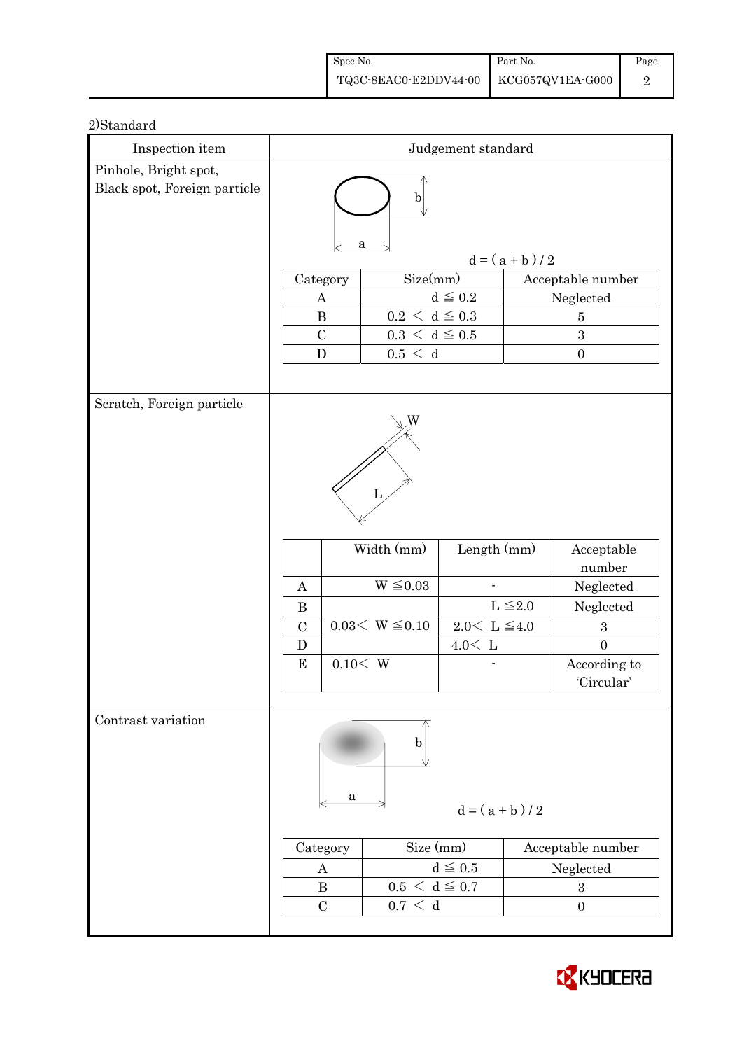2)Standard

| Inspection item | Judgement standard |
|---|---|
| Pinhole, Bright spot, Black spot, Foreign particle | $d = (a + b) / 2$ |

| Category | Size(mm) | Acceptable number |
|---|---|---|
| A | $d \leqq 0.2$ | Neglected |
| B | $0.2 < d \leqq 0.3$ | 5 |
| C | $0.3 < d \leqq 0.5$ | 3 |
| D | $0.5 < d$ | 0 |

Scratch, Foreign particle

| | Width (mm) | Length (mm) | Acceptable number |
|---|---|---|---|
| A | $W \leqq 0.03$ | - | Neglected |
| B | $0.03 < W \leqq 0.10$ | $L \leqq 2.0$ | Neglected |
| C | | $2.0 < L \leqq 4.0$ | 3 |
| D | | $4.0 < L$ | 0 |
| E | $0.10 < W$ | - | According to 'Circular' |

Contrast variation

$d = (a + b) / 2$

| Category | Size (mm) | Acceptable number |
|---|---|---|
| A | $d \leqq 0.5$ | Neglected |
| B | $0.5 < d \leqq 0.7$ | 3 |
| C | $0.7 < d$ | 0 |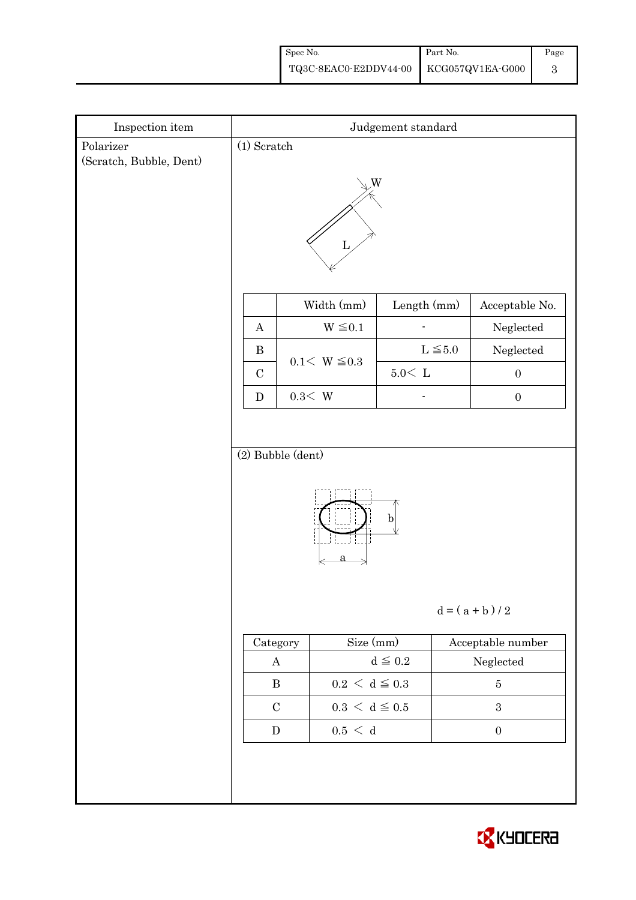| Inspection item | Judgement standard |
| --- | --- |
| Polarizer (Scratch, Bubble, Dent) | (1) Scratch |

W

L

| | Width (mm) | Length (mm) | Acceptable No. |
| --- | --- | --- | --- |
| A | $W \leqq 0.1$ | - | Neglected |
| B | $0.1 < W \leqq 0.3$ | $L \leqq 5.0$ | Neglected |
| C | | $5.0 < L$ | 0 |
| D | $0.3 < W$ | - | 0 |

(2) Bubble (dent)

b

a

$d = (a + b) / 2$

| Category | Size (mm) | Acceptable number |
| --- | --- | --- |
| A | $d \leqq 0.2$ | Neglected |
| B | $0.2 < d \leqq 0.3$ | 5 |
| C | $0.3 < d \leqq 0.5$ | 3 |
| D | $0.5 < d$ | 0 |